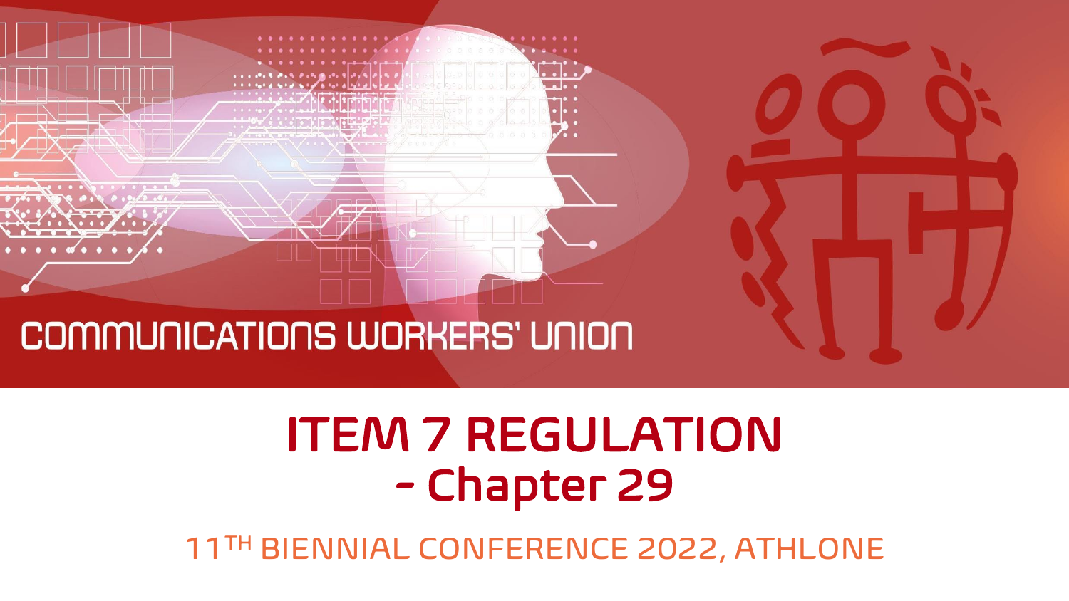COMMUNICATIONS WORKERS' UNION

# ITEM 7 REGULATION - Chapter 29

11TH BIENNIAL CONFERENCE 2022, ATHLONE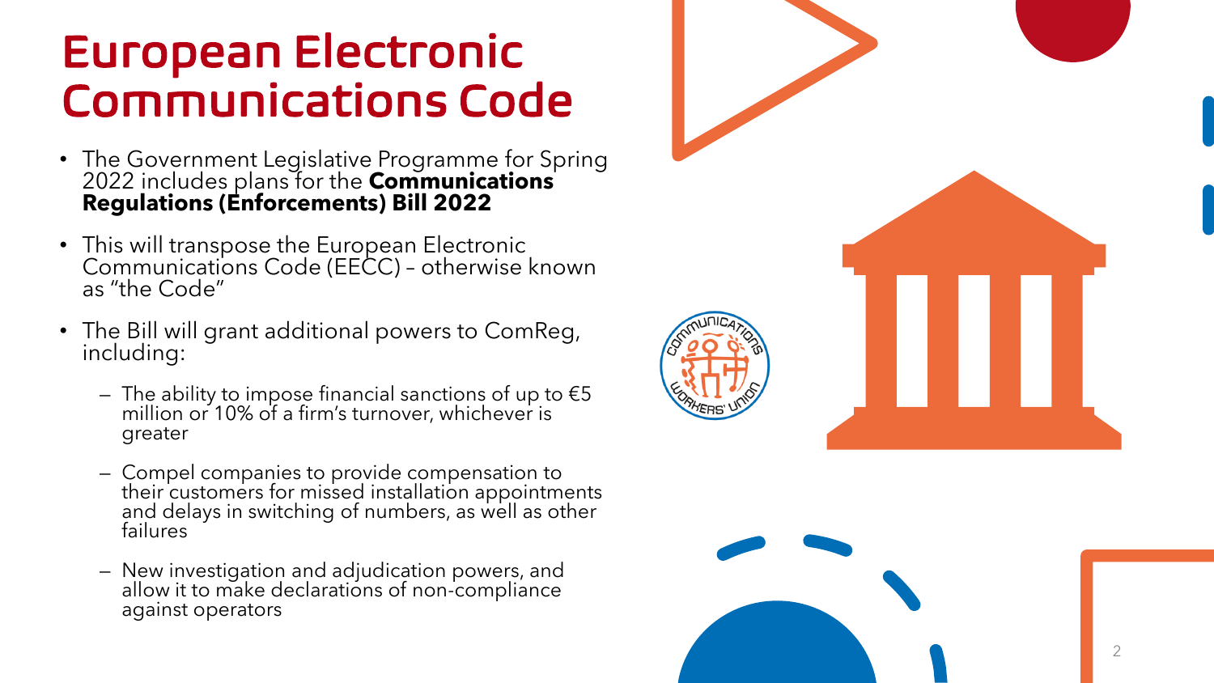# European Electronic Communications Code

- The Government Legislative Programme for Spring 2022 includes plans for the **Communications Regulations (Enforcements) Bill 2022**
- This will transpose the European Electronic Communications Code (EECC) – otherwise known as "the Code"
- The Bill will grant additional powers to ComReg, including:
  - The ability to impose financial sanctions of up to €5 million or 10% of a firm's turnover, whichever is greater
  - Compel companies to provide compensation to their customers for missed installation appointments and delays in switching of numbers, as well as other failures
  - New investigation and adjudication powers, and allow it to make declarations of non-compliance against operators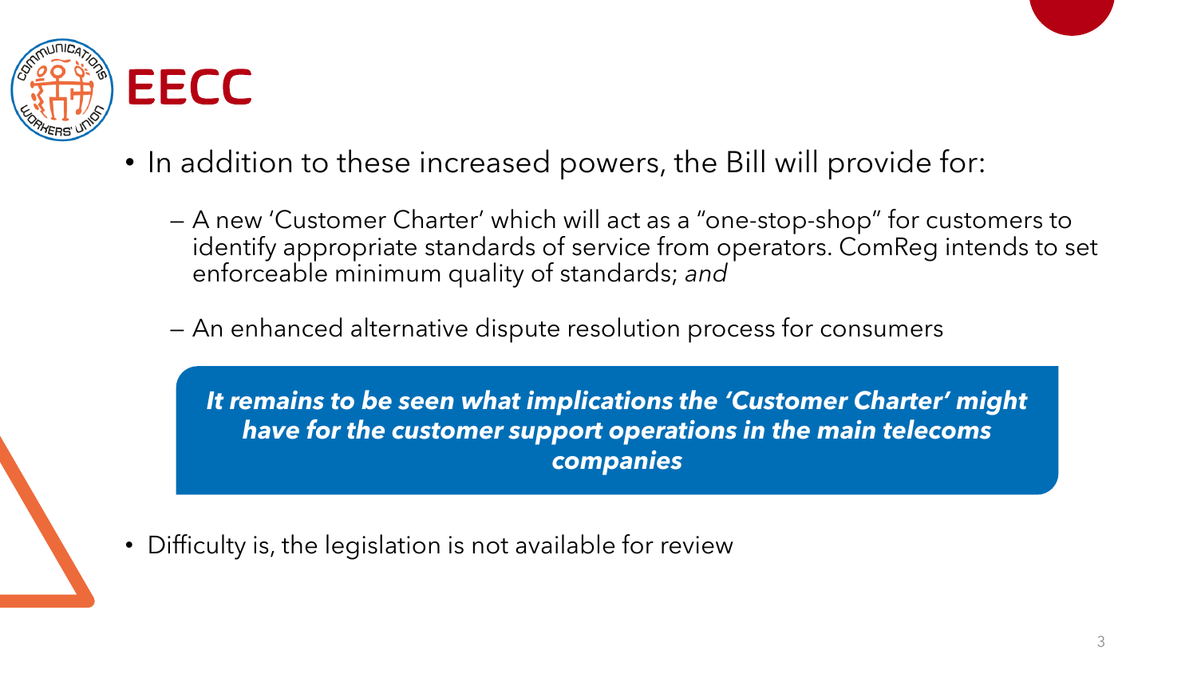# EECC

- In addition to these increased powers, the Bill will provide for:
  - A new 'Customer Charter' which will act as a "one-stop-shop" for customers to identify appropriate standards of service from operators. ComReg intends to set enforceable minimum quality of standards; *and*
  - An enhanced alternative dispute resolution process for consumers

***It remains to be seen what implications the 'Customer Charter' might have for the customer support operations in the main telecoms companies***

- Difficulty is, the legislation is not available for review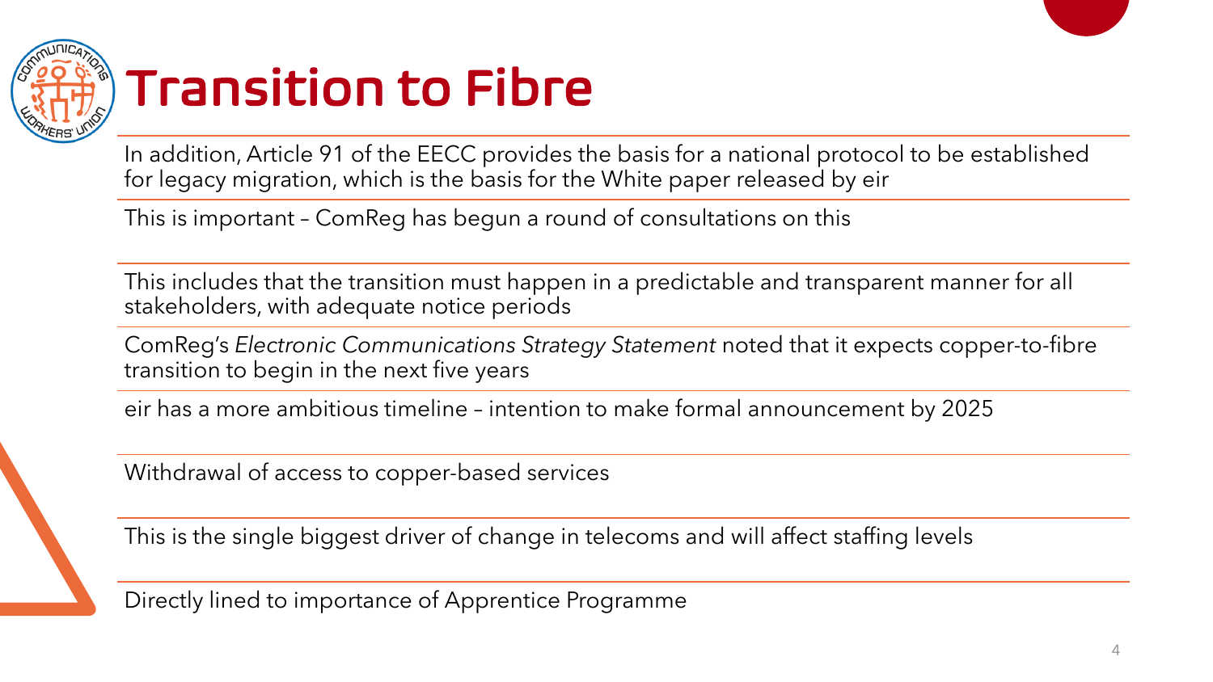# Transition to Fibre

In addition, Article 91 of the EECC provides the basis for a national protocol to be established for legacy migration, which is the basis for the White paper released by eir

This is important – ComReg has begun a round of consultations on this

This includes that the transition must happen in a predictable and transparent manner for all stakeholders, with adequate notice periods

ComReg's *Electronic Communications Strategy Statement* noted that it expects copper-to-fibre transition to begin in the next five years

eir has a more ambitious timeline – intention to make formal announcement by 2025

Withdrawal of access to copper-based services

This is the single biggest driver of change in telecoms and will affect staffing levels

Directly lined to importance of Apprentice Programme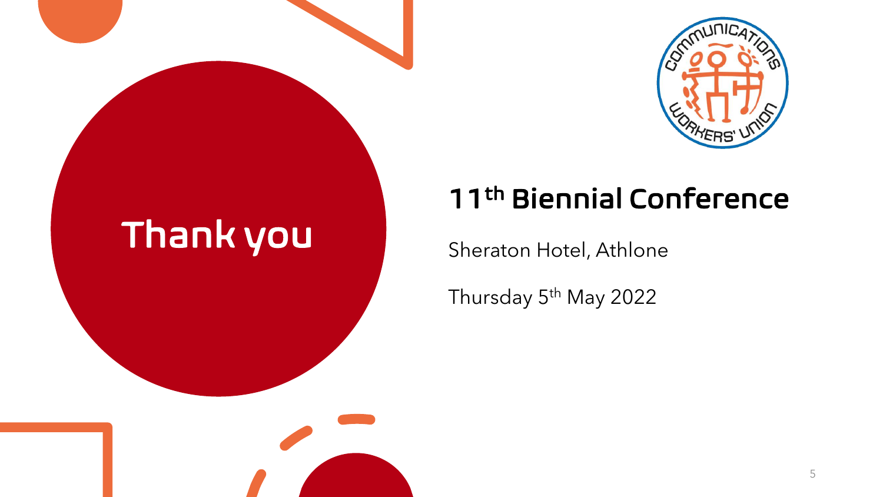# Thank you

## 11th Biennial Conference

Sheraton Hotel, Athlone

Thursday 5th May 2022